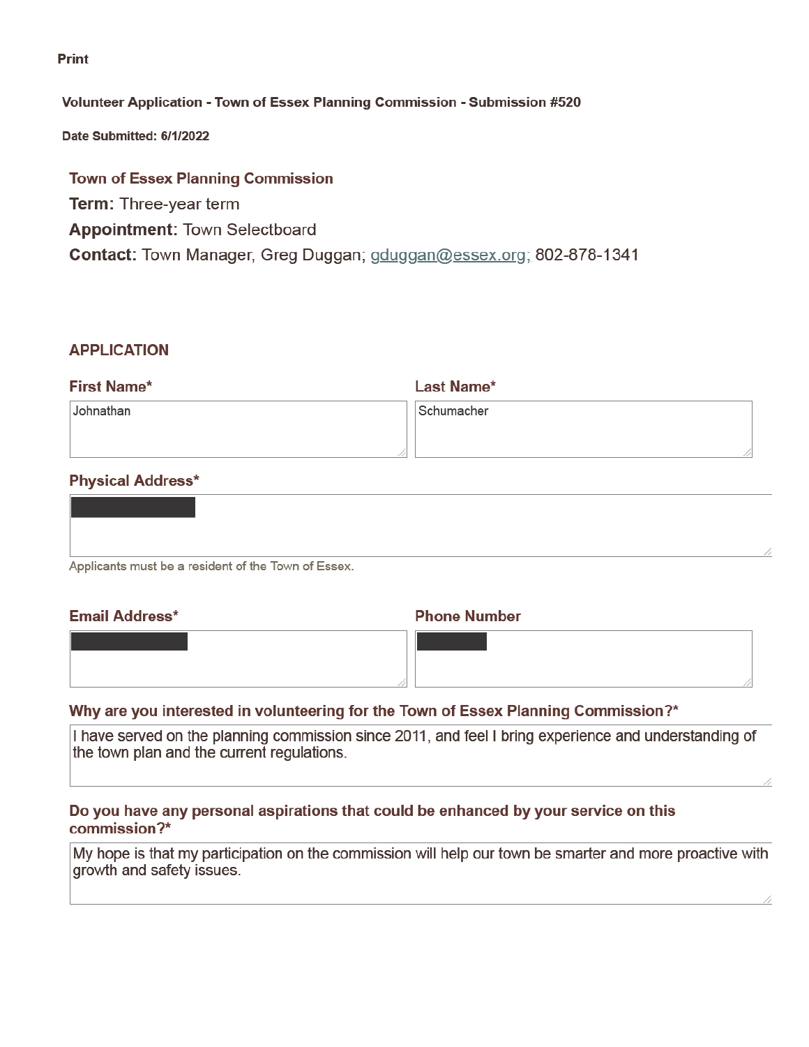Print

**Volunteer Application - Town of Essex Planning Commission - Submission #520**

**Date Submitted: 6/1/2022**

**Town of Essex Planning Commission**

**Term:** Three-year term

**Appointment:** Town Selectboard

**Contact:** Town Manager, Greg Duggan; gduggan@essex.org; 802-878-1341

## APPLICATION

**First Name***

Johnathan

**Last Name***

Schumacher

**Physical Address***

[REDACTED]

Applicants must be a resident of the Town of Essex.

**Email Address***

[REDACTED]

**Phone Number**

[REDACTED]

**Why are you interested in volunteering for the Town of Essex Planning Commission?***

I have served on the planning commission since 2011, and feel I bring experience and understanding of the town plan and the current regulations.

**Do you have any personal aspirations that could be enhanced by your service on this commission?***

My hope is that my participation on the commission will help our town be smarter and more proactive with growth and safety issues.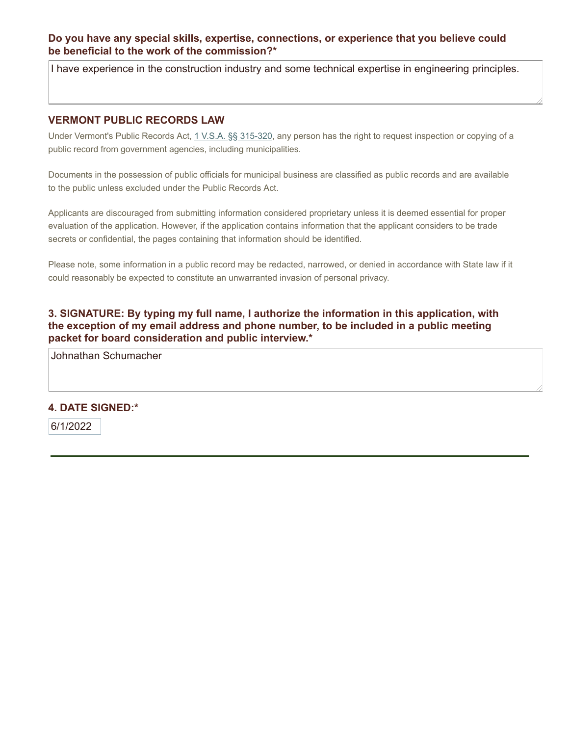**Do you have any special skills, expertise, connections, or experience that you believe could be beneficial to the work of the commission?***

I have experience in the construction industry and some technical expertise in engineering principles.

## VERMONT PUBLIC RECORDS LAW

Under Vermont's Public Records Act, 1 V.S.A. §§ 315-320, any person has the right to request inspection or copying of a public record from government agencies, including municipalities.

Documents in the possession of public officials for municipal business are classified as public records and are available to the public unless excluded under the Public Records Act.

Applicants are discouraged from submitting information considered proprietary unless it is deemed essential for proper evaluation of the application. However, if the application contains information that the applicant considers to be trade secrets or confidential, the pages containing that information should be identified.

Please note, some information in a public record may be redacted, narrowed, or denied in accordance with State law if it could reasonably be expected to constitute an unwarranted invasion of personal privacy.

**3. SIGNATURE: By typing my full name, I authorize the information in this application, with the exception of my email address and phone number, to be included in a public meeting packet for board consideration and public interview.***

Johnathan Schumacher

**4. DATE SIGNED:***

6/1/2022